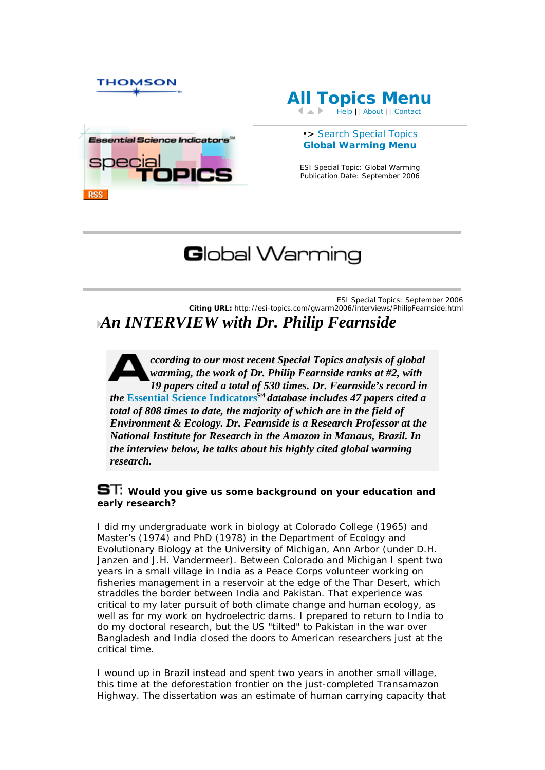THOMSON

# All Topics Menu

Help || About || Contact

Essential Science Indicators[SM] special TOPICS

RSS

•> Search Special Topics
**Global Warming Menu**

ESI Special Topic: Global Warming
Publication Date: September 2006

# Global Warming

ESI Special Topics: September 2006
**Citing URL:** http://esi-topics.com/gwarm2006/interviews/PhilipFearnside.html

## *An INTERVIEW with Dr. Philip Fearnside*

***According to our most recent Special Topics analysis of global warming, the work of Dr. Philip Fearnside ranks at #2, with 19 papers cited a total of 530 times. Dr. Fearnside's record in the Essential Science Indicators[SM] database includes 47 papers cited a total of 808 times to date, the majority of which are in the field of Environment & Ecology. Dr. Fearnside is a Research Professor at the National Institute for Research in the Amazon in Manaus, Brazil. In the interview below, he talks about his highly cited global warming research.***

**ST: Would you give us some background on your education and early research?**

I did my undergraduate work in biology at Colorado College (1965) and Master's (1974) and PhD (1978) in the Department of Ecology and Evolutionary Biology at the University of Michigan, Ann Arbor (under D.H. Janzen and J.H. Vandermeer). Between Colorado and Michigan I spent two years in a small village in India as a Peace Corps volunteer working on fisheries management in a reservoir at the edge of the Thar Desert, which straddles the border between India and Pakistan. That experience was critical to my later pursuit of both climate change and human ecology, as well as for my work on hydroelectric dams. I prepared to return to India to do my doctoral research, but the US "tilted" to Pakistan in the war over Bangladesh and India closed the doors to American researchers just at the critical time.

I wound up in Brazil instead and spent two years in another small village, this time at the deforestation frontier on the just-completed Transamazon Highway. The dissertation was an estimate of human carrying capacity that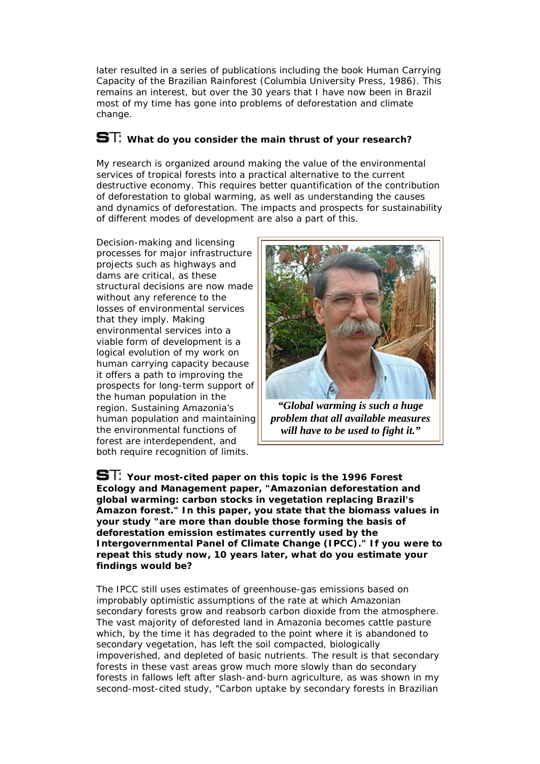later resulted in a series of publications including the book Human Carrying Capacity of the Brazilian Rainforest (Columbia University Press, 1986). This remains an interest, but over the 30 years that I have now been in Brazil most of my time has gone into problems of deforestation and climate change.

**ST: What do you consider the main thrust of your research?**

My research is organized around making the value of the environmental services of tropical forests into a practical alternative to the current destructive economy. This requires better quantification of the contribution of deforestation to global warming, as well as understanding the causes and dynamics of deforestation. The impacts and prospects for sustainability of different modes of development are also a part of this.

Decision-making and licensing processes for major infrastructure projects such as highways and dams are critical, as these structural decisions are now made without any reference to the losses of environmental services that they imply. Making environmental services into a viable form of development is a logical evolution of my work on human carrying capacity because it offers a path to improving the prospects for long-term support of the human population in the region. Sustaining Amazonia's human population and maintaining the environmental functions of forest are interdependent, and both require recognition of limits.

***"Global warming is such a huge problem that all available measures will have to be used to fight it."***

**ST: Your most-cited paper on this topic is the 1996 Forest Ecology and Management paper, "Amazonian deforestation and global warming: carbon stocks in vegetation replacing Brazil's Amazon forest." In this paper, you state that the biomass values in your study "are more than double those forming the basis of deforestation emission estimates currently used by the Intergovernmental Panel of Climate Change (IPCC)." If you were to repeat this study now, 10 years later, what do you estimate your findings would be?**

The IPCC still uses estimates of greenhouse-gas emissions based on improbably optimistic assumptions of the rate at which Amazonian secondary forests grow and reabsorb carbon dioxide from the atmosphere. The vast majority of deforested land in Amazonia becomes cattle pasture which, by the time it has degraded to the point where it is abandoned to secondary vegetation, has left the soil compacted, biologically impoverished, and depleted of basic nutrients. The result is that secondary forests in these vast areas grow much more slowly than do secondary forests in fallows left after slash-and-burn agriculture, as was shown in my second-most-cited study, "Carbon uptake by secondary forests in Brazilian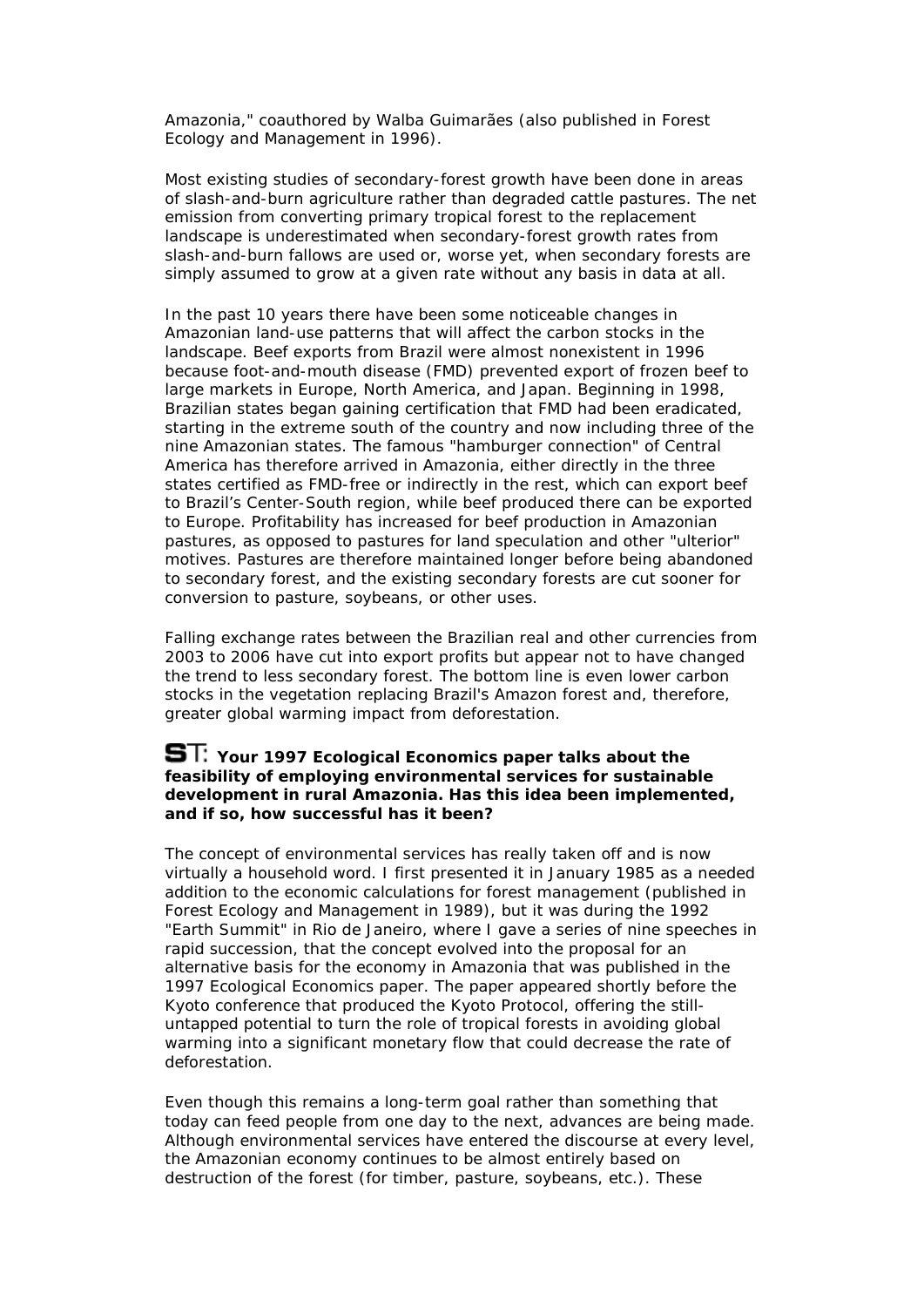Amazonia," coauthored by Walba Guimarães (also published in Forest Ecology and Management in 1996).

Most existing studies of secondary-forest growth have been done in areas of slash-and-burn agriculture rather than degraded cattle pastures. The net emission from converting primary tropical forest to the replacement landscape is underestimated when secondary-forest growth rates from slash-and-burn fallows are used or, worse yet, when secondary forests are simply assumed to grow at a given rate without any basis in data at all.

In the past 10 years there have been some noticeable changes in Amazonian land-use patterns that will affect the carbon stocks in the landscape. Beef exports from Brazil were almost nonexistent in 1996 because foot-and-mouth disease (FMD) prevented export of frozen beef to large markets in Europe, North America, and Japan. Beginning in 1998, Brazilian states began gaining certification that FMD had been eradicated, starting in the extreme south of the country and now including three of the nine Amazonian states. The famous "hamburger connection" of Central America has therefore arrived in Amazonia, either directly in the three states certified as FMD-free or indirectly in the rest, which can export beef to Brazil's Center-South region, while beef produced there can be exported to Europe. Profitability has increased for beef production in Amazonian pastures, as opposed to pastures for land speculation and other "ulterior" motives. Pastures are therefore maintained longer before being abandoned to secondary forest, and the existing secondary forests are cut sooner for conversion to pasture, soybeans, or other uses.

Falling exchange rates between the Brazilian real and other currencies from 2003 to 2006 have cut into export profits but appear not to have changed the trend to less secondary forest. The bottom line is even lower carbon stocks in the vegetation replacing Brazil's Amazon forest and, therefore, greater global warming impact from deforestation.

**ST: Your 1997 Ecological Economics paper talks about the feasibility of employing environmental services for sustainable development in rural Amazonia. Has this idea been implemented, and if so, how successful has it been?**

The concept of environmental services has really taken off and is now virtually a household word. I first presented it in January 1985 as a needed addition to the economic calculations for forest management (published in Forest Ecology and Management in 1989), but it was during the 1992 "Earth Summit" in Rio de Janeiro, where I gave a series of nine speeches in rapid succession, that the concept evolved into the proposal for an alternative basis for the economy in Amazonia that was published in the 1997 Ecological Economics paper. The paper appeared shortly before the Kyoto conference that produced the Kyoto Protocol, offering the still-untapped potential to turn the role of tropical forests in avoiding global warming into a significant monetary flow that could decrease the rate of deforestation.

Even though this remains a long-term goal rather than something that today can feed people from one day to the next, advances are being made. Although environmental services have entered the discourse at every level, the Amazonian economy continues to be almost entirely based on destruction of the forest (for timber, pasture, soybeans, etc.). These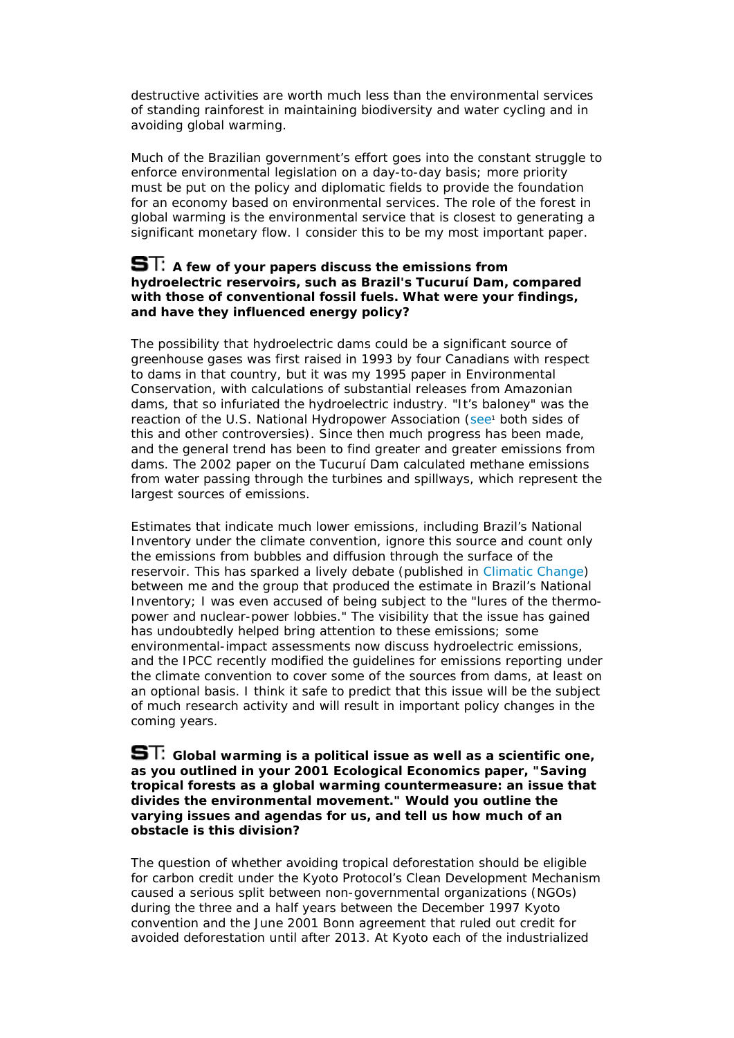destructive activities are worth much less than the environmental services of standing rainforest in maintaining biodiversity and water cycling and in avoiding global warming.

Much of the Brazilian government's effort goes into the constant struggle to enforce environmental legislation on a day-to-day basis; more priority must be put on the policy and diplomatic fields to provide the foundation for an economy based on environmental services. The role of the forest in global warming is the environmental service that is closest to generating a significant monetary flow. I consider this to be my most important paper.

**ST: A few of your papers discuss the emissions from hydroelectric reservoirs, such as Brazil's Tucuruí Dam, compared with those of conventional fossil fuels. What were your findings, and have they influenced energy policy?**

The possibility that hydroelectric dams could be a significant source of greenhouse gases was first raised in 1993 by four Canadians with respect to dams in that country, but it was my 1995 paper in Environmental Conservation, with calculations of substantial releases from Amazonian dams, that so infuriated the hydroelectric industry. "It's baloney" was the reaction of the U.S. National Hydropower Association (see[1] both sides of this and other controversies). Since then much progress has been made, and the general trend has been to find greater and greater emissions from dams. The 2002 paper on the Tucuruí Dam calculated methane emissions from water passing through the turbines and spillways, which represent the largest sources of emissions.

Estimates that indicate much lower emissions, including Brazil's National Inventory under the climate convention, ignore this source and count only the emissions from bubbles and diffusion through the surface of the reservoir. This has sparked a lively debate (published in Climatic Change) between me and the group that produced the estimate in Brazil's National Inventory; I was even accused of being subject to the "lures of the thermo-power and nuclear-power lobbies." The visibility that the issue has gained has undoubtedly helped bring attention to these emissions; some environmental-impact assessments now discuss hydroelectric emissions, and the IPCC recently modified the guidelines for emissions reporting under the climate convention to cover some of the sources from dams, at least on an optional basis. I think it safe to predict that this issue will be the subject of much research activity and will result in important policy changes in the coming years.

**ST: Global warming is a political issue as well as a scientific one, as you outlined in your 2001 Ecological Economics paper, "Saving tropical forests as a global warming countermeasure: an issue that divides the environmental movement." Would you outline the varying issues and agendas for us, and tell us how much of an obstacle is this division?**

The question of whether avoiding tropical deforestation should be eligible for carbon credit under the Kyoto Protocol's Clean Development Mechanism caused a serious split between non-governmental organizations (NGOs) during the three and a half years between the December 1997 Kyoto convention and the June 2001 Bonn agreement that ruled out credit for avoided deforestation until after 2013. At Kyoto each of the industrialized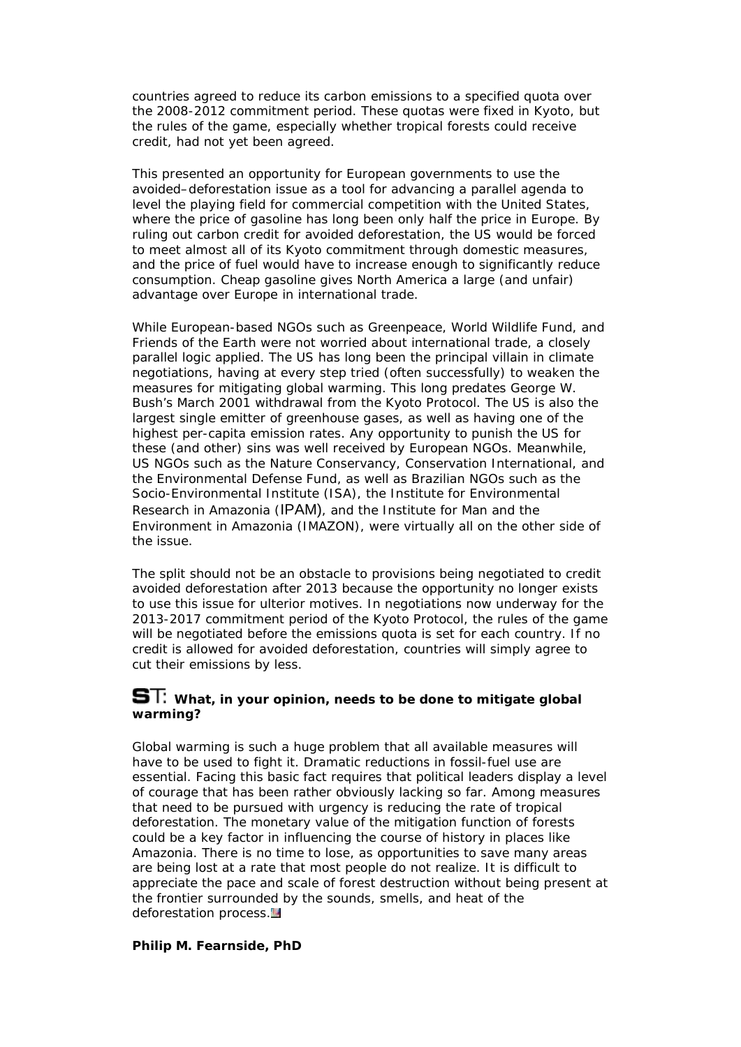countries agreed to reduce its carbon emissions to a specified quota over the 2008-2012 commitment period. These quotas were fixed in Kyoto, but the rules of the game, especially whether tropical forests could receive credit, had not yet been agreed.

This presented an opportunity for European governments to use the avoided–deforestation issue as a tool for advancing a parallel agenda to level the playing field for commercial competition with the United States, where the price of gasoline has long been only half the price in Europe. By ruling out carbon credit for avoided deforestation, the US would be forced to meet almost all of its Kyoto commitment through domestic measures, and the price of fuel would have to increase enough to significantly reduce consumption. Cheap gasoline gives North America a large (and unfair) advantage over Europe in international trade.

While European-based NGOs such as Greenpeace, World Wildlife Fund, and Friends of the Earth were not worried about international trade, a closely parallel logic applied. The US has long been the principal villain in climate negotiations, having at every step tried (often successfully) to weaken the measures for mitigating global warming. This long predates George W. Bush's March 2001 withdrawal from the Kyoto Protocol. The US is also the largest single emitter of greenhouse gases, as well as having one of the highest per-capita emission rates. Any opportunity to punish the US for these (and other) sins was well received by European NGOs. Meanwhile, US NGOs such as the Nature Conservancy, Conservation International, and the Environmental Defense Fund, as well as Brazilian NGOs such as the Socio-Environmental Institute (ISA), the Institute for Environmental Research in Amazonia (IPAM), and the Institute for Man and the Environment in Amazonia (IMAZON), were virtually all on the other side of the issue.

The split should not be an obstacle to provisions being negotiated to credit avoided deforestation after 2013 because the opportunity no longer exists to use this issue for ulterior motives. In negotiations now underway for the 2013-2017 commitment period of the Kyoto Protocol, the rules of the game will be negotiated before the emissions quota is set for each country. If no credit is allowed for avoided deforestation, countries will simply agree to cut their emissions by less.

**ST: What, in your opinion, needs to be done to mitigate global warming?**

Global warming is such a huge problem that all available measures will have to be used to fight it. Dramatic reductions in fossil-fuel use are essential. Facing this basic fact requires that political leaders display a level of courage that has been rather obviously lacking so far. Among measures that need to be pursued with urgency is reducing the rate of tropical deforestation. The monetary value of the mitigation function of forests could be a key factor in influencing the course of history in places like Amazonia. There is no time to lose, as opportunities to save many areas are being lost at a rate that most people do not realize. It is difficult to appreciate the pace and scale of forest destruction without being present at the frontier surrounded by the sounds, smells, and heat of the deforestation process.

**Philip M. Fearnside, PhD**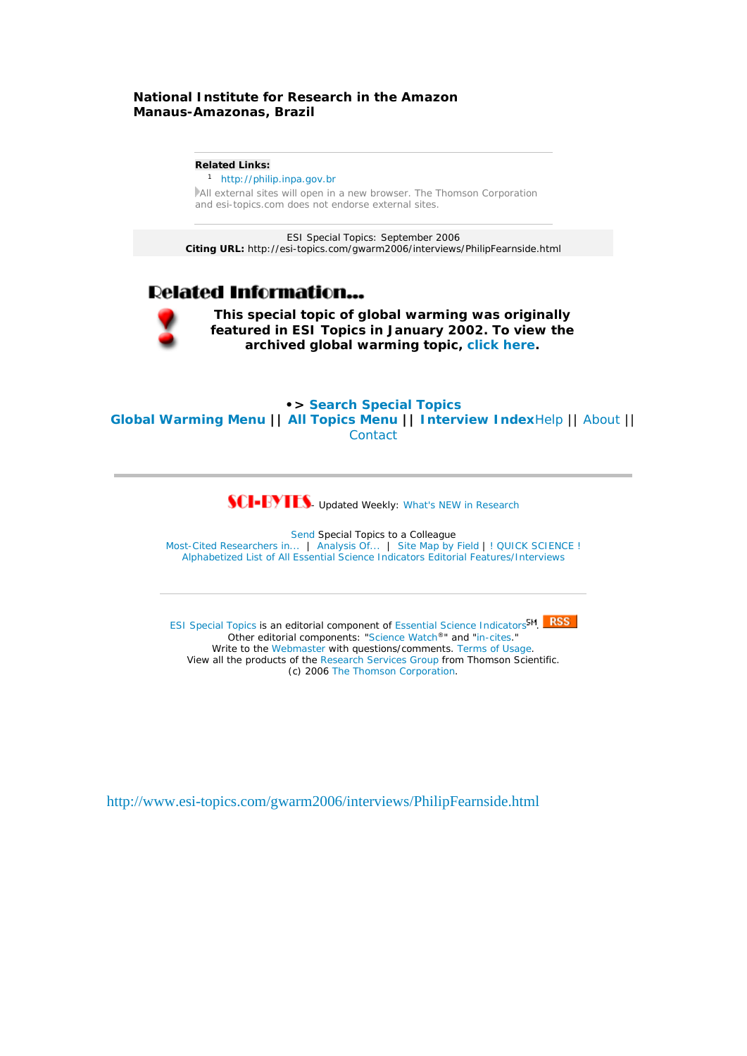**National Institute for Research in the Amazon**
**Manaus-Amazonas, Brazil**

---

**Related Links:**

[1] http://philip.inpa.gov.br

All external sites will open in a new browser. The Thomson Corporation and esi-topics.com does not endorse external sites.

---

ESI Special Topics: September 2006
**Citing URL:** http://esi-topics.com/gwarm2006/interviews/PhilipFearnside.html

## Related Information...

**This special topic of global warming was originally featured in ESI Topics in January 2002. To view the archived global warming topic, click here.**

**•> Search Special Topics**
**Global Warming Menu** || **All Topics Menu** || **Interview Index**Help || About || Contact

---

SCI-BYTES- Updated Weekly: What's NEW in Research

Send Special Topics to a Colleague
Most-Cited Researchers in... | Analysis Of... | Site Map by Field | ! QUICK SCIENCE !
Alphabetized List of All Essential Science Indicators Editorial Features/Interviews

---

ESI Special Topics is an editorial component of Essential Science Indicators℠. RSS
Other editorial components: "Science Watch®" and "in-cites."
Write to the Webmaster with questions/comments. Terms of Usage.
View all the products of the Research Services Group from Thomson Scientific.
(c) 2006 The Thomson Corporation.

http://www.esi-topics.com/gwarm2006/interviews/PhilipFearnside.html